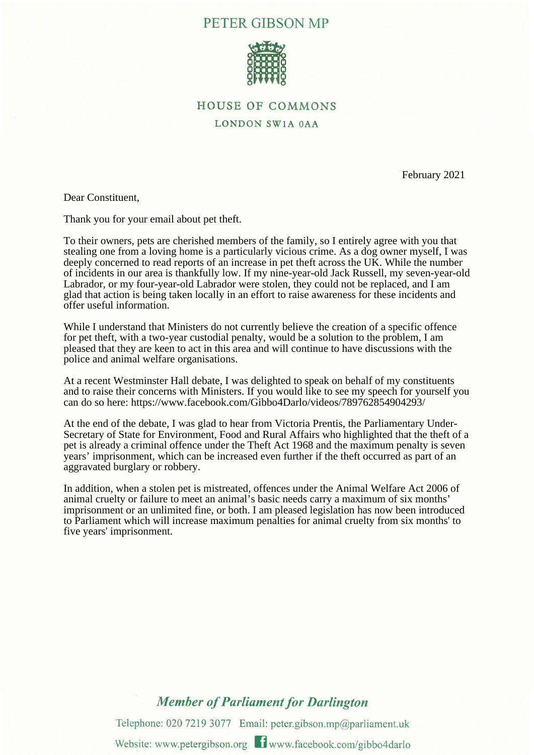# PETER GIBSON MP

HOUSE OF COMMONS

LONDON SW1A 0AA

February 2021

Dear Constituent,

Thank you for your email about pet theft.

To their owners, pets are cherished members of the family, so I entirely agree with you that stealing one from a loving home is a particularly vicious crime. As a dog owner myself, I was deeply concerned to read reports of an increase in pet theft across the UK. While the number of incidents in our area is thankfully low. If my nine-year-old Jack Russell, my seven-year-old Labrador, or my four-year-old Labrador were stolen, they could not be replaced, and I am glad that action is being taken locally in an effort to raise awareness for these incidents and offer useful information.

While I understand that Ministers do not currently believe the creation of a specific offence for pet theft, with a two-year custodial penalty, would be a solution to the problem, I am pleased that they are keen to act in this area and will continue to have discussions with the police and animal welfare organisations.

At a recent Westminster Hall debate, I was delighted to speak on behalf of my constituents and to raise their concerns with Ministers. If you would like to see my speech for yourself you can do so here: https://www.facebook.com/Gibbo4Darlo/videos/789762854904293/

At the end of the debate, I was glad to hear from Victoria Prentis, the Parliamentary Under-Secretary of State for Environment, Food and Rural Affairs who highlighted that the theft of a pet is already a criminal offence under the Theft Act 1968 and the maximum penalty is seven years' imprisonment, which can be increased even further if the theft occurred as part of an aggravated burglary or robbery.

In addition, when a stolen pet is mistreated, offences under the Animal Welfare Act 2006 of animal cruelty or failure to meet an animal's basic needs carry a maximum of six months' imprisonment or an unlimited fine, or both. I am pleased legislation has now been introduced to Parliament which will increase maximum penalties for animal cruelty from six months' to five years' imprisonment.

***Member of Parliament for Darlington***

Telephone: 020 7219 3077 Email: peter.gibson.mp@parliament.uk

Website: www.petergibson.org www.facebook.com/gibbo4darlo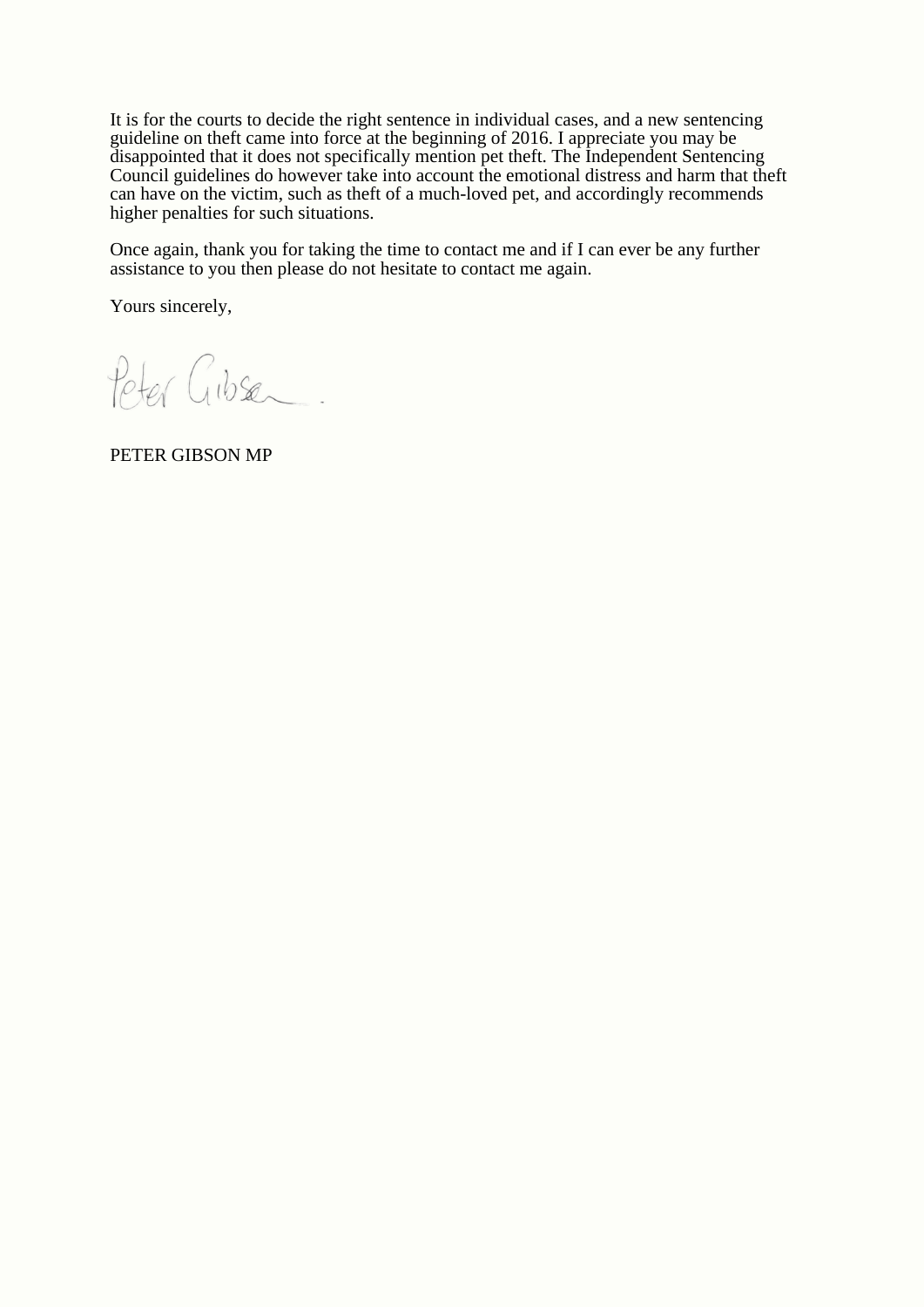It is for the courts to decide the right sentence in individual cases, and a new sentencing guideline on theft came into force at the beginning of 2016. I appreciate you may be disappointed that it does not specifically mention pet theft. The Independent Sentencing Council guidelines do however take into account the emotional distress and harm that theft can have on the victim, such as theft of a much-loved pet, and accordingly recommends higher penalties for such situations.

Once again, thank you for taking the time to contact me and if I can ever be any further assistance to you then please do not hesitate to contact me again.

Yours sincerely,

Peter Gibson

PETER GIBSON MP